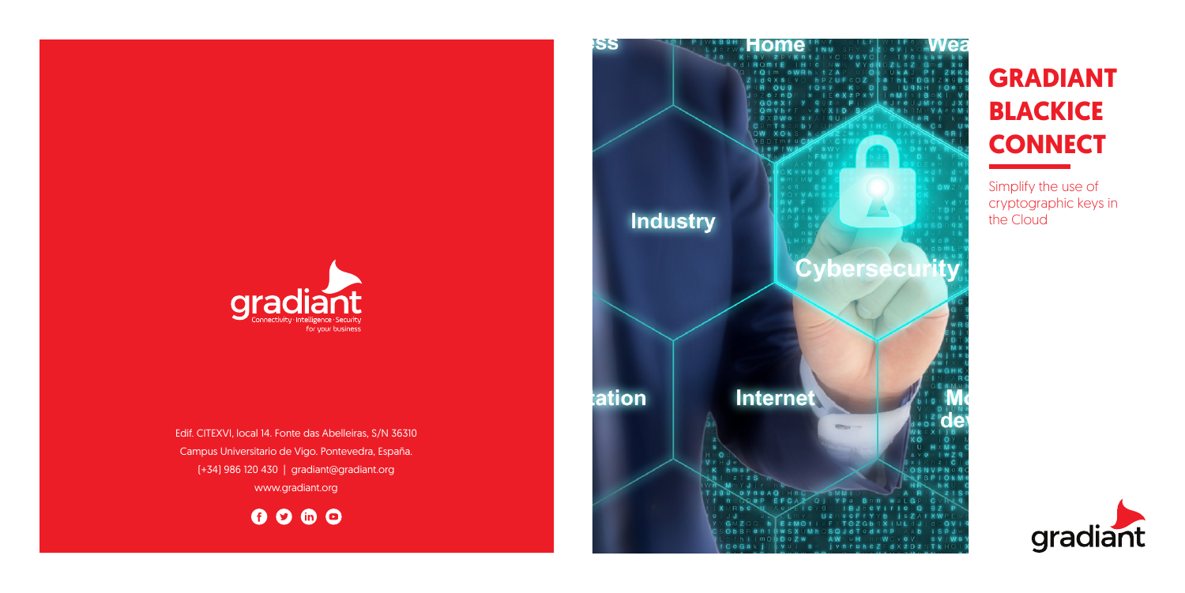gradiant
Connectivity · Intelligence · Security
for your business

Edif. CITEXVI, local 14. Fonte das Abelleiras, S/N 36310
Campus Universitario de Vigo. Pontevedra, España.
(+34) 986 120 430 | gradiant@gradiant.org
www.gradiant.org

# GRADIANT BLACKICE CONNECT

Simplify the use of cryptographic keys in the Cloud

gradiant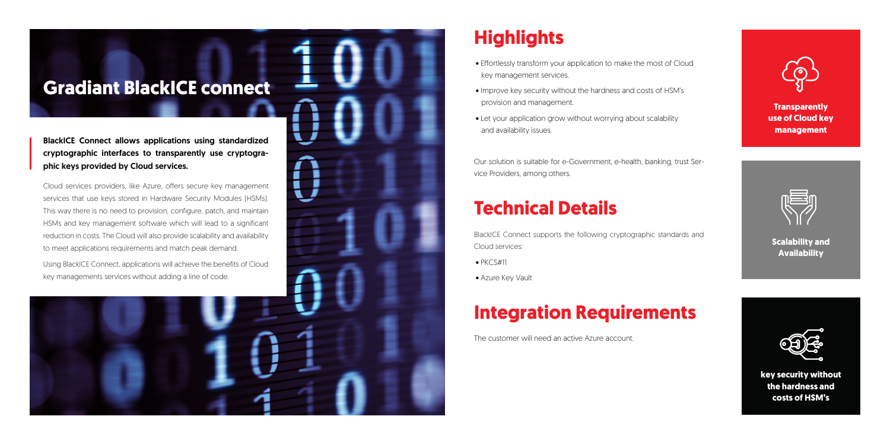# Gradiant BlackICE connect

**BlackICE Connect allows applications using standardized cryptographic interfaces to transparently use cryptographic keys provided by Cloud services.**

Cloud services providers, like Azure, offers secure key management services that use keys stored in Hardware Security Modules (HSMs). This way there is no need to provision, configure, patch, and maintain HSMs and key management software which will lead to a significant reduction in costs. The Cloud will also provide scalability and availability to meet applications requirements and match peak demand.

Using BlackICE Connect, applications will achieve the benefits of Cloud key managements services without adding a line of code.

## Highlights

- Effortlessly transform your application to make the most of Cloud key management services.
- Improve key security without the hardness and costs of HSM's provision and management.
- Let your application grow without worrying about scalability and availability issues.

Our solution is suitable for e-Government, e-health, banking, trust Service Providers, among others.

## Technical Details

BlackICE Connect supports the following cryptographic standards and Cloud services:

- PKCS#11
- Azure Key Vault

## Integration Requirements

The customer will need an active Azure account.

**Transparently use of Cloud key management**

**Scalability and Availability**

**key security without the hardness and costs of HSM's**